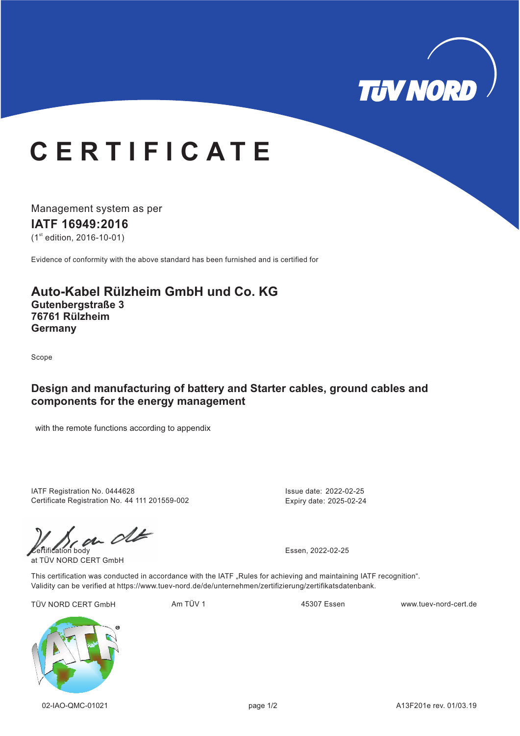TÜV NORD

# CERTIFICATE

Management system as per

**IATF 16949:2016**

(1st edition, 2016-10-01)

Evidence of conformity with the above standard has been furnished and is certified for

## Auto-Kabel Rülzheim GmbH und Co. KG

**Gutenbergstraße 3**
**76761 Rülzheim**
**Germany**

Scope

**Design and manufacturing of battery and Starter cables, ground cables and components for the energy management**

with the remote functions according to appendix

IATF Registration No. 0444628
Certificate Registration No. 44 111 201559-002

Issue date: 2022-02-25
Expiry date: 2025-02-24

Certification body
at TÜV NORD CERT GmbH

Essen, 2022-02-25

This certification was conducted in accordance with the IATF „Rules for achieving and maintaining IATF recognition".
Validity can be verified at https://www.tuev-nord.de/de/unternehmen/zertifizierung/zertifikatsdatenbank.

TÜV NORD CERT GmbH Am TÜV 1 45307 Essen www.tuev-nord-cert.de

02-IAO-QMC-01021 A13F201e rev. 01/03.19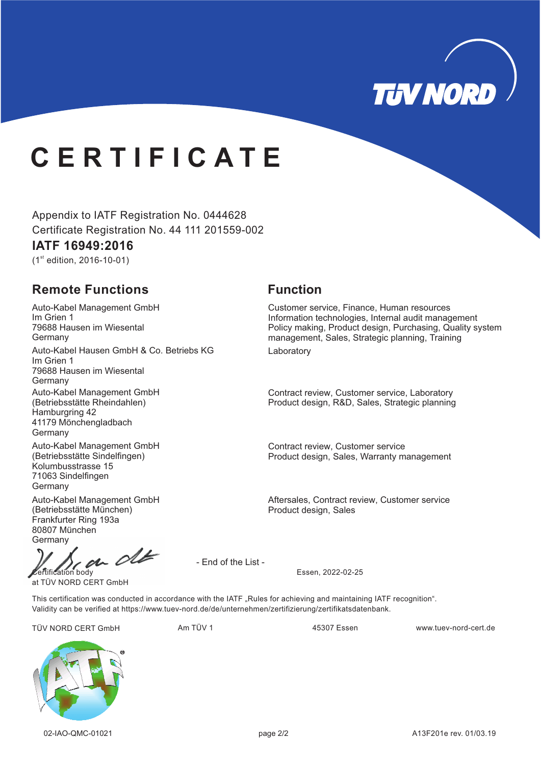# CERTIFICATE

Appendix to IATF Registration No. 0444628
Certificate Registration No. 44 111 201559-002

**IATF 16949:2016**

(1st edition, 2016-10-01)

| Remote Functions | Function |
| --- | --- |
| Auto-Kabel Management GmbH<br>Im Grien 1<br>79688 Hausen im Wiesental<br>Germany | Customer service, Finance, Human resources<br>Information technologies, Internal audit management<br>Policy making, Product design, Purchasing, Quality system management, Sales, Strategic planning, Training |
| Auto-Kabel Hausen GmbH & Co. Betriebs KG<br>Im Grien 1<br>79688 Hausen im Wiesental<br>Germany | Laboratory |
| Auto-Kabel Management GmbH<br>(Betriebsstätte Rheindahlen)<br>Hamburgring 42<br>41179 Mönchengladbach<br>Germany | Contract review, Customer service, Laboratory<br>Product design, R&D, Sales, Strategic planning |
| Auto-Kabel Management GmbH<br>(Betriebsstätte Sindelfingen)<br>Kolumbusstrasse 15<br>71063 Sindelfingen<br>Germany | Contract review, Customer service<br>Product design, Sales, Warranty management |
| Auto-Kabel Management GmbH<br>(Betriebsstätte München)<br>Frankfurter Ring 193a<br>80807 München<br>Germany | Aftersales, Contract review, Customer service<br>Product design, Sales |

- End of the List -

Certification body
at TÜV NORD CERT GmbH

Essen, 2022-02-25

This certification was conducted in accordance with the IATF „Rules for achieving and maintaining IATF recognition".
Validity can be verified at https://www.tuev-nord.de/de/unternehmen/zertifizierung/zertifikatsdatenbank.

TÜV NORD CERT GmbH | Am TÜV 1 | 45307 Essen | www.tuev-nord-cert.de

02-IAO-QMC-01021 | A13F201e rev. 01/03.19